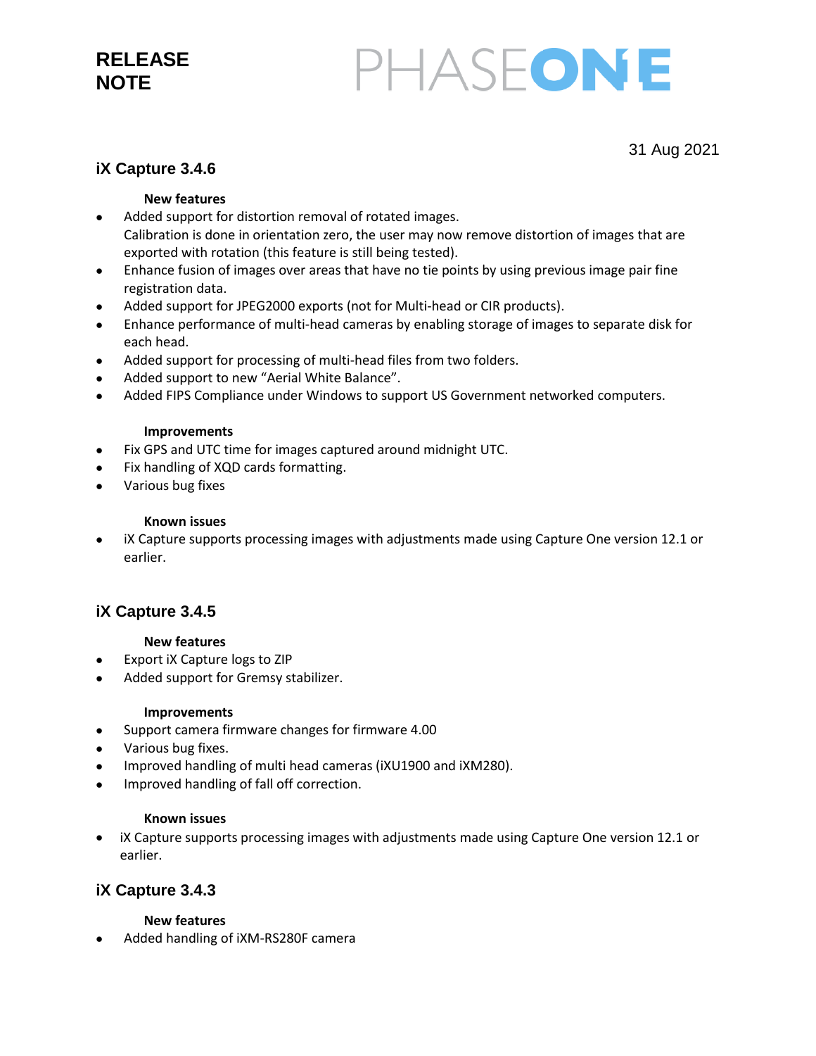# RELEASE NOTE

PHASEONE

31 Aug 2021

## iX Capture 3.4.6

**New features**

- Added support for distortion removal of rotated images.
  Calibration is done in orientation zero, the user may now remove distortion of images that are exported with rotation (this feature is still being tested).
- Enhance fusion of images over areas that have no tie points by using previous image pair fine registration data.
- Added support for JPEG2000 exports (not for Multi-head or CIR products).
- Enhance performance of multi-head cameras by enabling storage of images to separate disk for each head.
- Added support for processing of multi-head files from two folders.
- Added support to new “Aerial White Balance”.
- Added FIPS Compliance under Windows to support US Government networked computers.

**Improvements**

- Fix GPS and UTC time for images captured around midnight UTC.
- Fix handling of XQD cards formatting.
- Various bug fixes

**Known issues**

- iX Capture supports processing images with adjustments made using Capture One version 12.1 or earlier.

## iX Capture 3.4.5

**New features**

- Export iX Capture logs to ZIP
- Added support for Gremsy stabilizer.

**Improvements**

- Support camera firmware changes for firmware 4.00
- Various bug fixes.
- Improved handling of multi head cameras (iXU1900 and iXM280).
- Improved handling of fall off correction.

**Known issues**

- iX Capture supports processing images with adjustments made using Capture One version 12.1 or earlier.

## iX Capture 3.4.3

**New features**

- Added handling of iXM-RS280F camera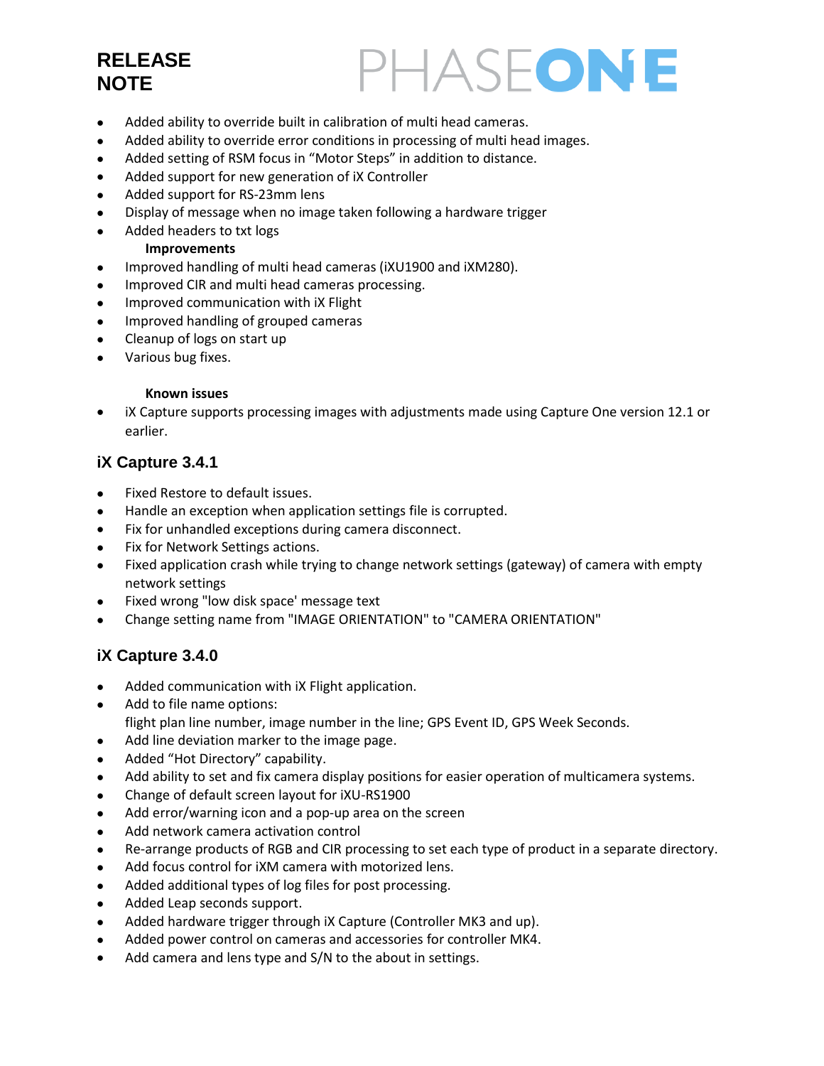- Added ability to override built in calibration of multi head cameras.
- Added ability to override error conditions in processing of multi head images.
- Added setting of RSM focus in "Motor Steps" in addition to distance.
- Added support for new generation of iX Controller
- Added support for RS-23mm lens
- Display of message when no image taken following a hardware trigger
- Added headers to txt logs

**Improvements**

- Improved handling of multi head cameras (iXU1900 and iXM280).
- Improved CIR and multi head cameras processing.
- Improved communication with iX Flight
- Improved handling of grouped cameras
- Cleanup of logs on start up
- Various bug fixes.

**Known issues**

- iX Capture supports processing images with adjustments made using Capture One version 12.1 or earlier.

## iX Capture 3.4.1

- Fixed Restore to default issues.
- Handle an exception when application settings file is corrupted.
- Fix for unhandled exceptions during camera disconnect.
- Fix for Network Settings actions.
- Fixed application crash while trying to change network settings (gateway) of camera with empty network settings
- Fixed wrong "low disk space' message text
- Change setting name from "IMAGE ORIENTATION" to "CAMERA ORIENTATION"

## iX Capture 3.4.0

- Added communication with iX Flight application.
- Add to file name options:
  flight plan line number, image number in the line; GPS Event ID, GPS Week Seconds.
- Add line deviation marker to the image page.
- Added "Hot Directory" capability.
- Add ability to set and fix camera display positions for easier operation of multicamera systems.
- Change of default screen layout for iXU-RS1900
- Add error/warning icon and a pop-up area on the screen
- Add network camera activation control
- Re-arrange products of RGB and CIR processing to set each type of product in a separate directory.
- Add focus control for iXM camera with motorized lens.
- Added additional types of log files for post processing.
- Added Leap seconds support.
- Added hardware trigger through iX Capture (Controller MK3 and up).
- Added power control on cameras and accessories for controller MK4.
- Add camera and lens type and S/N to the about in settings.